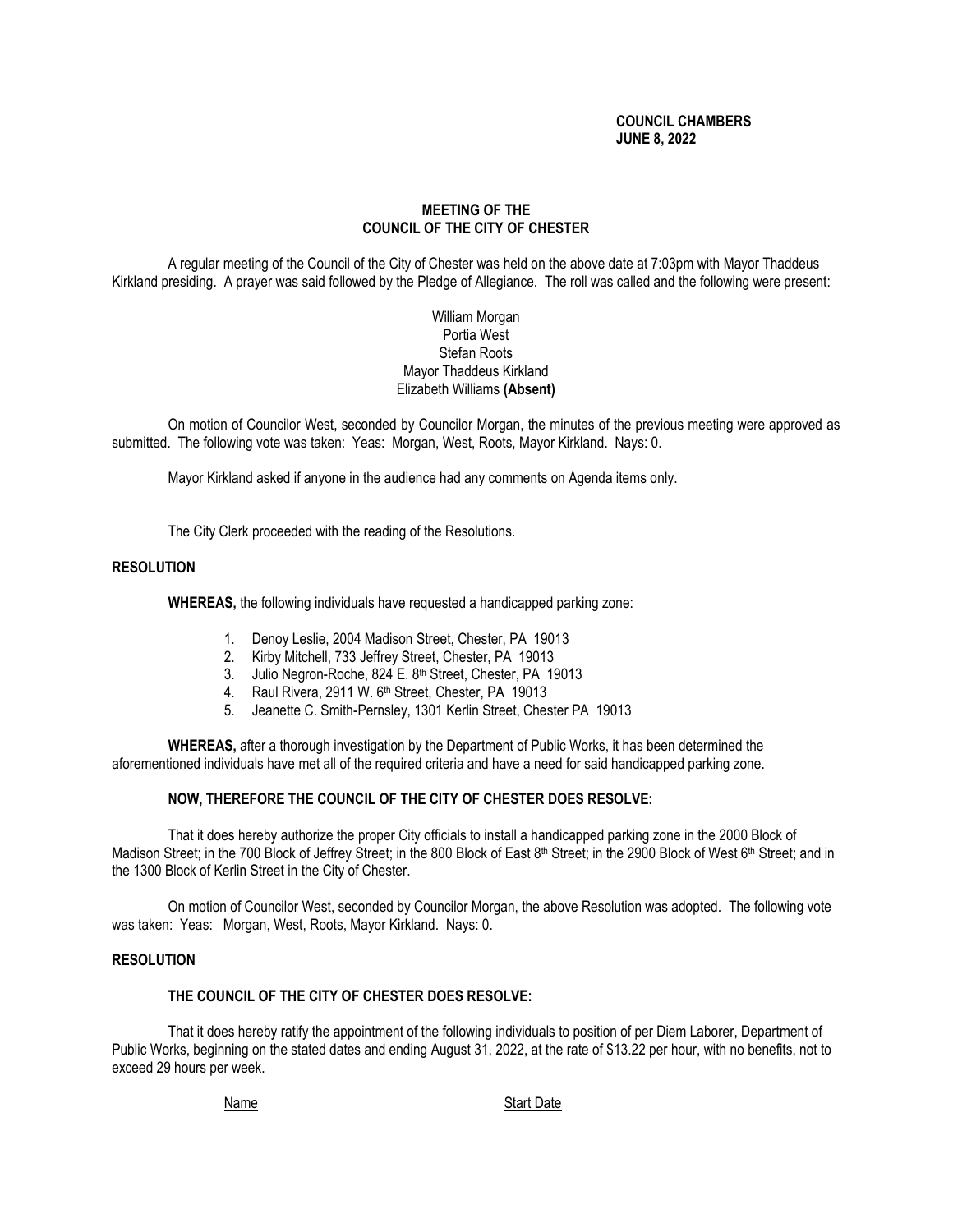**COUNCIL CHAMBERS**
**JUNE 8, 2022**

# MEETING OF THE COUNCIL OF THE CITY OF CHESTER

A regular meeting of the Council of the City of Chester was held on the above date at 7:03pm with Mayor Thaddeus Kirkland presiding. A prayer was said followed by the Pledge of Allegiance. The roll was called and the following were present:

William Morgan
Portia West
Stefan Roots
Mayor Thaddeus Kirkland
Elizabeth Williams **(Absent)**

On motion of Councilor West, seconded by Councilor Morgan, the minutes of the previous meeting were approved as submitted. The following vote was taken: Yeas: Morgan, West, Roots, Mayor Kirkland. Nays: 0.

Mayor Kirkland asked if anyone in the audience had any comments on Agenda items only.

The City Clerk proceeded with the reading of the Resolutions.

## RESOLUTION

**WHEREAS,** the following individuals have requested a handicapped parking zone:

1. Denoy Leslie, 2004 Madison Street, Chester, PA 19013
2. Kirby Mitchell, 733 Jeffrey Street, Chester, PA 19013
3. Julio Negron-Roche, 824 E. 8th Street, Chester, PA 19013
4. Raul Rivera, 2911 W. 6th Street, Chester, PA 19013
5. Jeanette C. Smith-Pernsley, 1301 Kerlin Street, Chester PA 19013

**WHEREAS,** after a thorough investigation by the Department of Public Works, it has been determined the aforementioned individuals have met all of the required criteria and have a need for said handicapped parking zone.

**NOW, THEREFORE THE COUNCIL OF THE CITY OF CHESTER DOES RESOLVE:**

That it does hereby authorize the proper City officials to install a handicapped parking zone in the 2000 Block of Madison Street; in the 700 Block of Jeffrey Street; in the 800 Block of East 8th Street; in the 2900 Block of West 6th Street; and in the 1300 Block of Kerlin Street in the City of Chester.

On motion of Councilor West, seconded by Councilor Morgan, the above Resolution was adopted. The following vote was taken: Yeas: Morgan, West, Roots, Mayor Kirkland. Nays: 0.

## RESOLUTION

**THE COUNCIL OF THE CITY OF CHESTER DOES RESOLVE:**

That it does hereby ratify the appointment of the following individuals to position of per Diem Laborer, Department of Public Works, beginning on the stated dates and ending August 31, 2022, at the rate of $13.22 per hour, with no benefits, not to exceed 29 hours per week.

| Name | Start Date |
| --- | --- |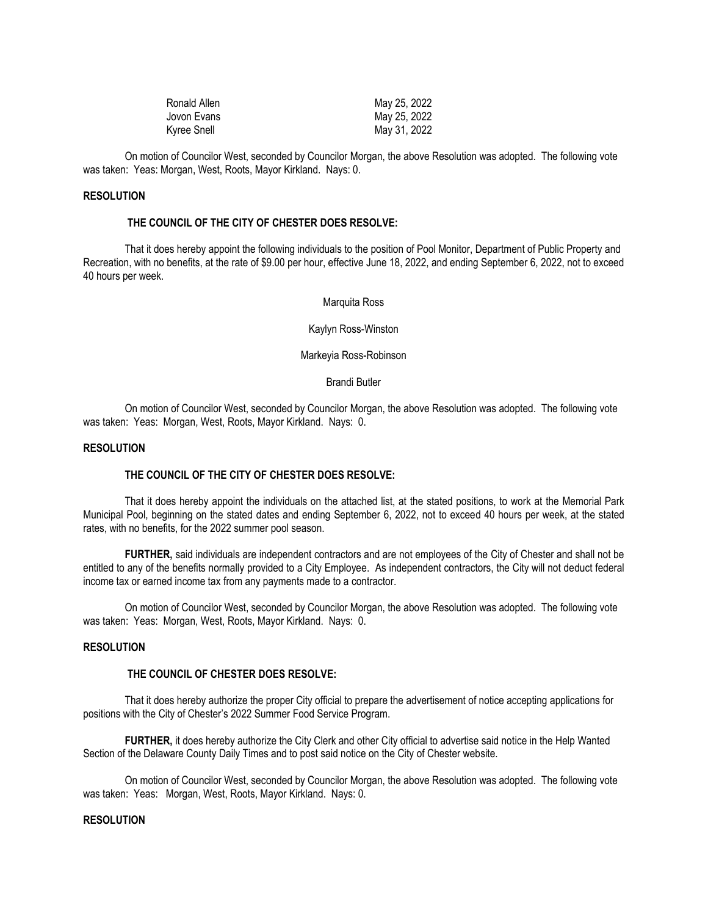| | |
|---|---|
| Ronald Allen | May 25, 2022 |
| Jovon Evans | May 25, 2022 |
| Kyree Snell | May 31, 2022 |

On motion of Councilor West, seconded by Councilor Morgan, the above Resolution was adopted. The following vote was taken: Yeas: Morgan, West, Roots, Mayor Kirkland. Nays: 0.

**RESOLUTION**

**THE COUNCIL OF THE CITY OF CHESTER DOES RESOLVE:**

That it does hereby appoint the following individuals to the position of Pool Monitor, Department of Public Property and Recreation, with no benefits, at the rate of $9.00 per hour, effective June 18, 2022, and ending September 6, 2022, not to exceed 40 hours per week.

Marquita Ross

Kaylyn Ross-Winston

Markeyia Ross-Robinson

Brandi Butler

On motion of Councilor West, seconded by Councilor Morgan, the above Resolution was adopted. The following vote was taken: Yeas: Morgan, West, Roots, Mayor Kirkland. Nays: 0.

**RESOLUTION**

**THE COUNCIL OF THE CITY OF CHESTER DOES RESOLVE:**

That it does hereby appoint the individuals on the attached list, at the stated positions, to work at the Memorial Park Municipal Pool, beginning on the stated dates and ending September 6, 2022, not to exceed 40 hours per week, at the stated rates, with no benefits, for the 2022 summer pool season.

**FURTHER,** said individuals are independent contractors and are not employees of the City of Chester and shall not be entitled to any of the benefits normally provided to a City Employee. As independent contractors, the City will not deduct federal income tax or earned income tax from any payments made to a contractor.

On motion of Councilor West, seconded by Councilor Morgan, the above Resolution was adopted. The following vote was taken: Yeas: Morgan, West, Roots, Mayor Kirkland. Nays: 0.

**RESOLUTION**

**THE COUNCIL OF CHESTER DOES RESOLVE:**

That it does hereby authorize the proper City official to prepare the advertisement of notice accepting applications for positions with the City of Chester's 2022 Summer Food Service Program.

**FURTHER,** it does hereby authorize the City Clerk and other City official to advertise said notice in the Help Wanted Section of the Delaware County Daily Times and to post said notice on the City of Chester website.

On motion of Councilor West, seconded by Councilor Morgan, the above Resolution was adopted. The following vote was taken: Yeas: Morgan, West, Roots, Mayor Kirkland. Nays: 0.

**RESOLUTION**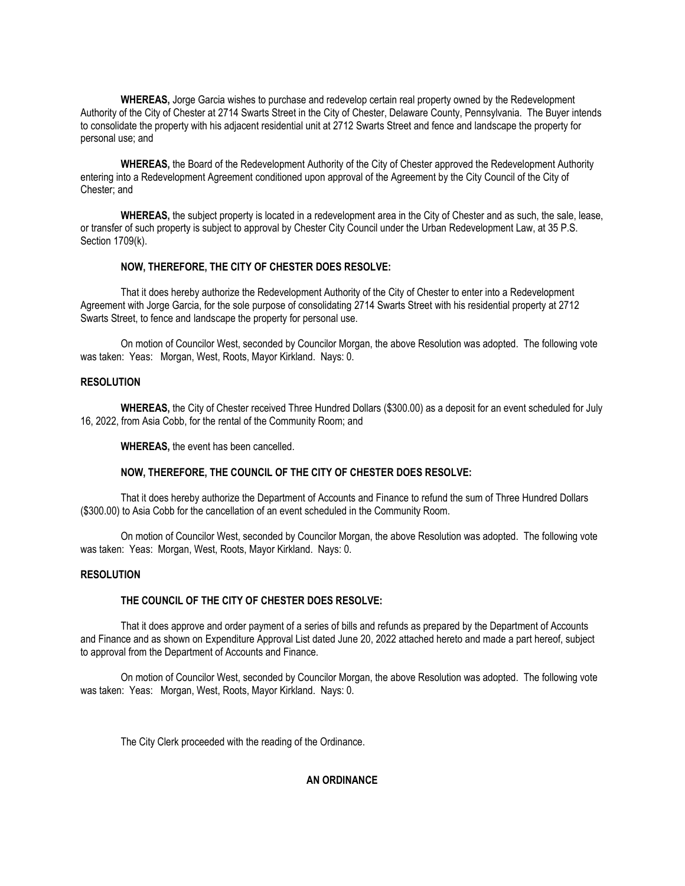**WHEREAS,** Jorge Garcia wishes to purchase and redevelop certain real property owned by the Redevelopment Authority of the City of Chester at 2714 Swarts Street in the City of Chester, Delaware County, Pennsylvania. The Buyer intends to consolidate the property with his adjacent residential unit at 2712 Swarts Street and fence and landscape the property for personal use; and

**WHEREAS,** the Board of the Redevelopment Authority of the City of Chester approved the Redevelopment Authority entering into a Redevelopment Agreement conditioned upon approval of the Agreement by the City Council of the City of Chester; and

**WHEREAS,** the subject property is located in a redevelopment area in the City of Chester and as such, the sale, lease, or transfer of such property is subject to approval by Chester City Council under the Urban Redevelopment Law, at 35 P.S. Section 1709(k).

**NOW, THEREFORE, THE CITY OF CHESTER DOES RESOLVE:**

That it does hereby authorize the Redevelopment Authority of the City of Chester to enter into a Redevelopment Agreement with Jorge Garcia, for the sole purpose of consolidating 2714 Swarts Street with his residential property at 2712 Swarts Street, to fence and landscape the property for personal use.

On motion of Councilor West, seconded by Councilor Morgan, the above Resolution was adopted. The following vote was taken: Yeas: Morgan, West, Roots, Mayor Kirkland. Nays: 0.

**RESOLUTION**

**WHEREAS,** the City of Chester received Three Hundred Dollars ($300.00) as a deposit for an event scheduled for July 16, 2022, from Asia Cobb, for the rental of the Community Room; and

**WHEREAS,** the event has been cancelled.

**NOW, THEREFORE, THE COUNCIL OF THE CITY OF CHESTER DOES RESOLVE:**

That it does hereby authorize the Department of Accounts and Finance to refund the sum of Three Hundred Dollars ($300.00) to Asia Cobb for the cancellation of an event scheduled in the Community Room.

On motion of Councilor West, seconded by Councilor Morgan, the above Resolution was adopted. The following vote was taken: Yeas: Morgan, West, Roots, Mayor Kirkland. Nays: 0.

**RESOLUTION**

**THE COUNCIL OF THE CITY OF CHESTER DOES RESOLVE:**

That it does approve and order payment of a series of bills and refunds as prepared by the Department of Accounts and Finance and as shown on Expenditure Approval List dated June 20, 2022 attached hereto and made a part hereof, subject to approval from the Department of Accounts and Finance.

On motion of Councilor West, seconded by Councilor Morgan, the above Resolution was adopted. The following vote was taken: Yeas: Morgan, West, Roots, Mayor Kirkland. Nays: 0.

The City Clerk proceeded with the reading of the Ordinance.

**AN ORDINANCE**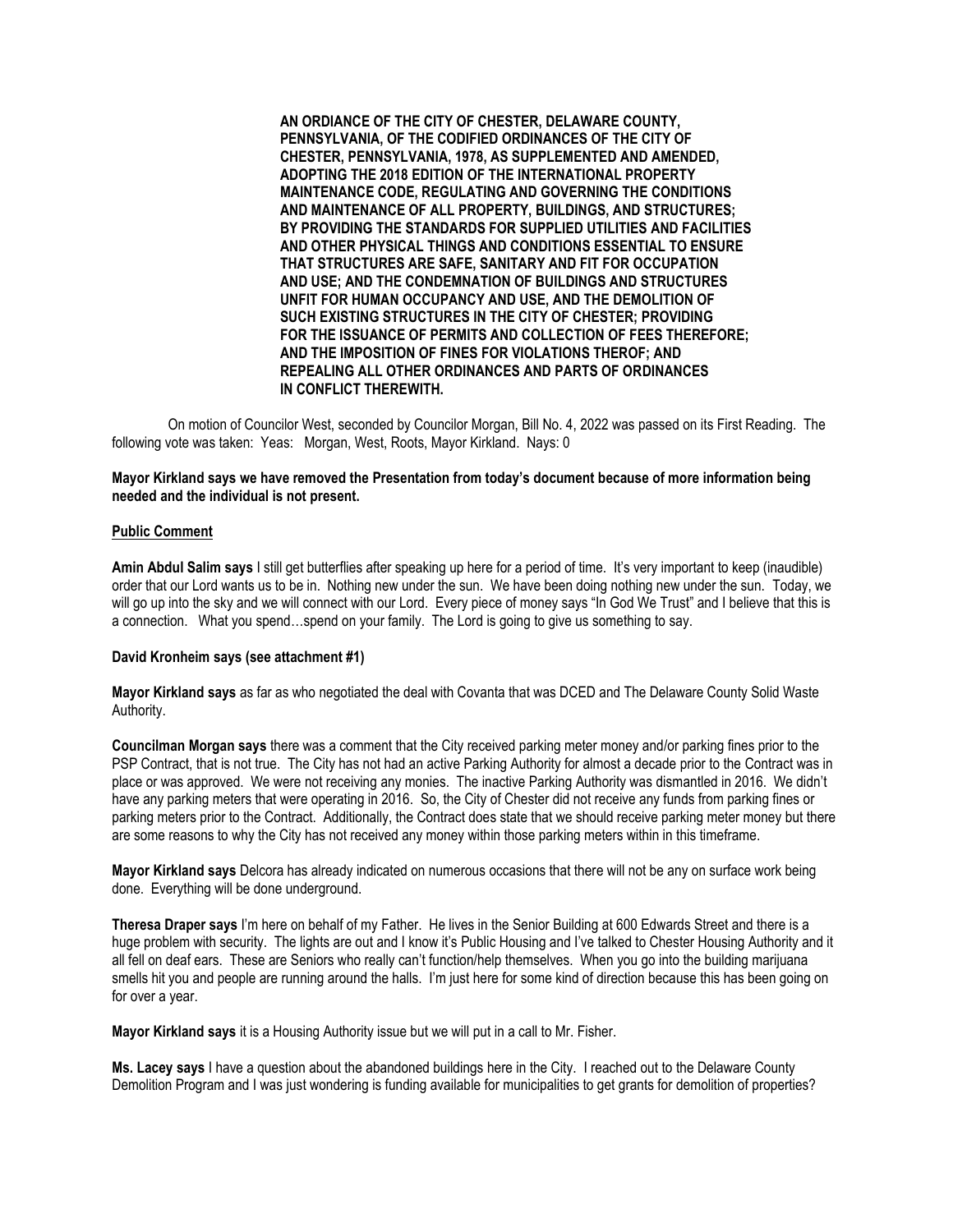**AN ORDIANCE OF THE CITY OF CHESTER, DELAWARE COUNTY, PENNSYLVANIA, OF THE CODIFIED ORDINANCES OF THE CITY OF CHESTER, PENNSYLVANIA, 1978, AS SUPPLEMENTED AND AMENDED, ADOPTING THE 2018 EDITION OF THE INTERNATIONAL PROPERTY MAINTENANCE CODE, REGULATING AND GOVERNING THE CONDITIONS AND MAINTENANCE OF ALL PROPERTY, BUILDINGS, AND STRUCTURES; BY PROVIDING THE STANDARDS FOR SUPPLIED UTILITIES AND FACILITIES AND OTHER PHYSICAL THINGS AND CONDITIONS ESSENTIAL TO ENSURE THAT STRUCTURES ARE SAFE, SANITARY AND FIT FOR OCCUPATION AND USE; AND THE CONDEMNATION OF BUILDINGS AND STRUCTURES UNFIT FOR HUMAN OCCUPANCY AND USE, AND THE DEMOLITION OF SUCH EXISTING STRUCTURES IN THE CITY OF CHESTER; PROVIDING FOR THE ISSUANCE OF PERMITS AND COLLECTION OF FEES THEREFORE; AND THE IMPOSITION OF FINES FOR VIOLATIONS THEROF; AND REPEALING ALL OTHER ORDINANCES AND PARTS OF ORDINANCES IN CONFLICT THEREWITH.**

On motion of Councilor West, seconded by Councilor Morgan, Bill No. 4, 2022 was passed on its First Reading. The following vote was taken: Yeas: Morgan, West, Roots, Mayor Kirkland. Nays: 0

**Mayor Kirkland says we have removed the Presentation from today's document because of more information being needed and the individual is not present.**

**Public Comment**

**Amin Abdul Salim says** I still get butterflies after speaking up here for a period of time. It's very important to keep (inaudible) order that our Lord wants us to be in. Nothing new under the sun. We have been doing nothing new under the sun. Today, we will go up into the sky and we will connect with our Lord. Every piece of money says "In God We Trust" and I believe that this is a connection. What you spend…spend on your family. The Lord is going to give us something to say.

**David Kronheim says (see attachment #1)**

**Mayor Kirkland says** as far as who negotiated the deal with Covanta that was DCED and The Delaware County Solid Waste Authority.

**Councilman Morgan says** there was a comment that the City received parking meter money and/or parking fines prior to the PSP Contract, that is not true. The City has not had an active Parking Authority for almost a decade prior to the Contract was in place or was approved. We were not receiving any monies. The inactive Parking Authority was dismantled in 2016. We didn't have any parking meters that were operating in 2016. So, the City of Chester did not receive any funds from parking fines or parking meters prior to the Contract. Additionally, the Contract does state that we should receive parking meter money but there are some reasons to why the City has not received any money within those parking meters within in this timeframe.

**Mayor Kirkland says** Delcora has already indicated on numerous occasions that there will not be any on surface work being done. Everything will be done underground.

**Theresa Draper says** I'm here on behalf of my Father. He lives in the Senior Building at 600 Edwards Street and there is a huge problem with security. The lights are out and I know it's Public Housing and I've talked to Chester Housing Authority and it all fell on deaf ears. These are Seniors who really can't function/help themselves. When you go into the building marijuana smells hit you and people are running around the halls. I'm just here for some kind of direction because this has been going on for over a year.

**Mayor Kirkland says** it is a Housing Authority issue but we will put in a call to Mr. Fisher.

**Ms. Lacey says** I have a question about the abandoned buildings here in the City. I reached out to the Delaware County Demolition Program and I was just wondering is funding available for municipalities to get grants for demolition of properties?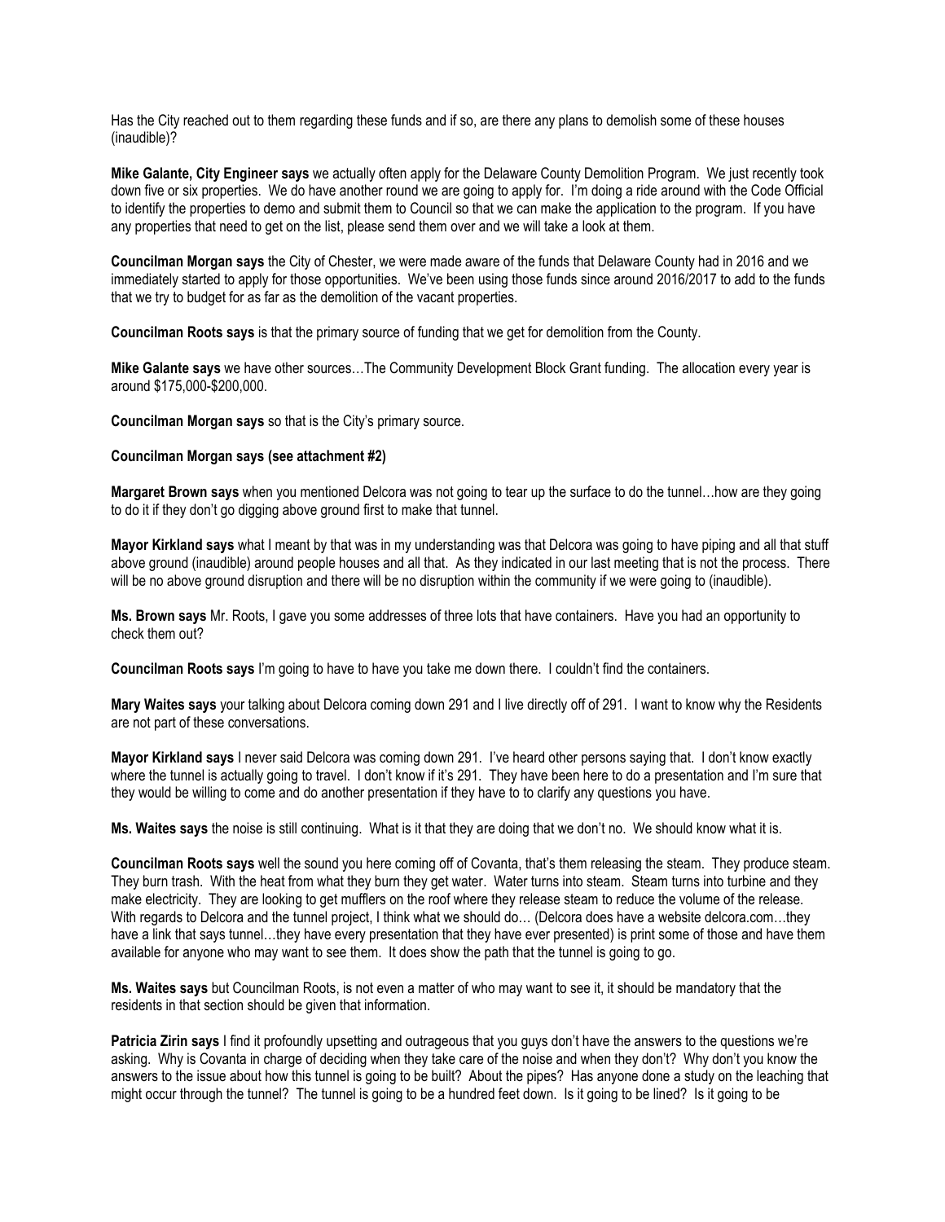Has the City reached out to them regarding these funds and if so, are there any plans to demolish some of these houses (inaudible)?

**Mike Galante, City Engineer says** we actually often apply for the Delaware County Demolition Program. We just recently took down five or six properties. We do have another round we are going to apply for. I'm doing a ride around with the Code Official to identify the properties to demo and submit them to Council so that we can make the application to the program. If you have any properties that need to get on the list, please send them over and we will take a look at them.

**Councilman Morgan says** the City of Chester, we were made aware of the funds that Delaware County had in 2016 and we immediately started to apply for those opportunities. We've been using those funds since around 2016/2017 to add to the funds that we try to budget for as far as the demolition of the vacant properties.

**Councilman Roots says** is that the primary source of funding that we get for demolition from the County.

**Mike Galante says** we have other sources…The Community Development Block Grant funding. The allocation every year is around $175,000-$200,000.

**Councilman Morgan says** so that is the City's primary source.

**Councilman Morgan says (see attachment #2)**

**Margaret Brown says** when you mentioned Delcora was not going to tear up the surface to do the tunnel…how are they going to do it if they don't go digging above ground first to make that tunnel.

**Mayor Kirkland says** what I meant by that was in my understanding was that Delcora was going to have piping and all that stuff above ground (inaudible) around people houses and all that. As they indicated in our last meeting that is not the process. There will be no above ground disruption and there will be no disruption within the community if we were going to (inaudible).

**Ms. Brown says** Mr. Roots, I gave you some addresses of three lots that have containers. Have you had an opportunity to check them out?

**Councilman Roots says** I'm going to have to have you take me down there. I couldn't find the containers.

**Mary Waites says** your talking about Delcora coming down 291 and I live directly off of 291. I want to know why the Residents are not part of these conversations.

**Mayor Kirkland says** I never said Delcora was coming down 291. I've heard other persons saying that. I don't know exactly where the tunnel is actually going to travel. I don't know if it's 291. They have been here to do a presentation and I'm sure that they would be willing to come and do another presentation if they have to to clarify any questions you have.

**Ms. Waites says** the noise is still continuing. What is it that they are doing that we don't no. We should know what it is.

**Councilman Roots says** well the sound you here coming off of Covanta, that's them releasing the steam. They produce steam. They burn trash. With the heat from what they burn they get water. Water turns into steam. Steam turns into turbine and they make electricity. They are looking to get mufflers on the roof where they release steam to reduce the volume of the release. With regards to Delcora and the tunnel project, I think what we should do… (Delcora does have a website delcora.com…they have a link that says tunnel…they have every presentation that they have ever presented) is print some of those and have them available for anyone who may want to see them. It does show the path that the tunnel is going to go.

**Ms. Waites says** but Councilman Roots, is not even a matter of who may want to see it, it should be mandatory that the residents in that section should be given that information.

**Patricia Zirin says** I find it profoundly upsetting and outrageous that you guys don't have the answers to the questions we're asking. Why is Covanta in charge of deciding when they take care of the noise and when they don't? Why don't you know the answers to the issue about how this tunnel is going to be built? About the pipes? Has anyone done a study on the leaching that might occur through the tunnel? The tunnel is going to be a hundred feet down. Is it going to be lined? Is it going to be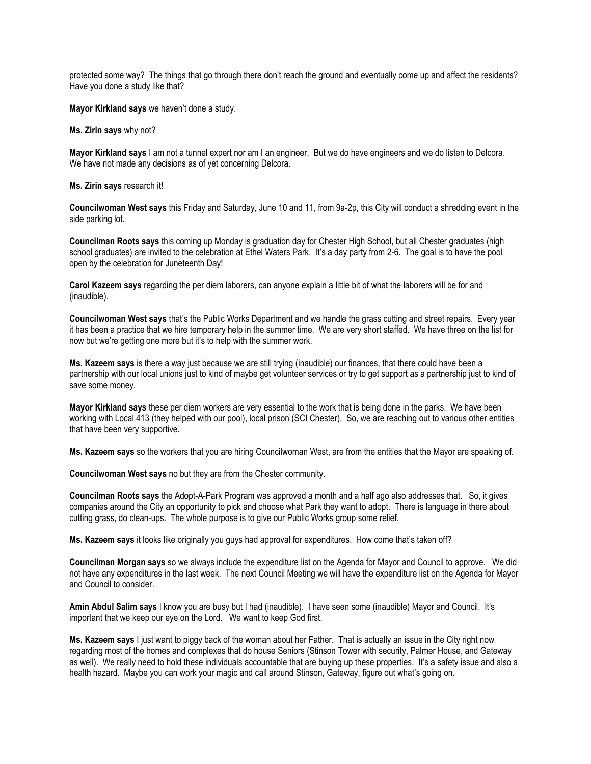protected some way? The things that go through there don't reach the ground and eventually come up and affect the residents? Have you done a study like that?

**Mayor Kirkland says** we haven't done a study.

**Ms. Zirin says** why not?

**Mayor Kirkland says** I am not a tunnel expert nor am I an engineer. But we do have engineers and we do listen to Delcora. We have not made any decisions as of yet concerning Delcora.

**Ms. Zirin says** research it!

**Councilwoman West says** this Friday and Saturday, June 10 and 11, from 9a-2p, this City will conduct a shredding event in the side parking lot.

**Councilman Roots says** this coming up Monday is graduation day for Chester High School, but all Chester graduates (high school graduates) are invited to the celebration at Ethel Waters Park. It's a day party from 2-6. The goal is to have the pool open by the celebration for Juneteenth Day!

**Carol Kazeem says** regarding the per diem laborers, can anyone explain a little bit of what the laborers will be for and (inaudible).

**Councilwoman West says** that's the Public Works Department and we handle the grass cutting and street repairs. Every year it has been a practice that we hire temporary help in the summer time. We are very short staffed. We have three on the list for now but we're getting one more but it's to help with the summer work.

**Ms. Kazeem says** is there a way just because we are still trying (inaudible) our finances, that there could have been a partnership with our local unions just to kind of maybe get volunteer services or try to get support as a partnership just to kind of save some money.

**Mayor Kirkland says** these per diem workers are very essential to the work that is being done in the parks. We have been working with Local 413 (they helped with our pool), local prison (SCI Chester). So, we are reaching out to various other entities that have been very supportive.

**Ms. Kazeem says** so the workers that you are hiring Councilwoman West, are from the entities that the Mayor are speaking of.

**Councilwoman West says** no but they are from the Chester community.

**Councilman Roots says** the Adopt-A-Park Program was approved a month and a half ago also addresses that. So, it gives companies around the City an opportunity to pick and choose what Park they want to adopt. There is language in there about cutting grass, do clean-ups. The whole purpose is to give our Public Works group some relief.

**Ms. Kazeem says** it looks like originally you guys had approval for expenditures. How come that's taken off?

**Councilman Morgan says** so we always include the expenditure list on the Agenda for Mayor and Council to approve. We did not have any expenditures in the last week. The next Council Meeting we will have the expenditure list on the Agenda for Mayor and Council to consider.

**Amin Abdul Salim says** I know you are busy but I had (inaudible). I have seen some (inaudible) Mayor and Council. It's important that we keep our eye on the Lord. We want to keep God first.

**Ms. Kazeem says** I just want to piggy back of the woman about her Father. That is actually an issue in the City right now regarding most of the homes and complexes that do house Seniors (Stinson Tower with security, Palmer House, and Gateway as well). We really need to hold these individuals accountable that are buying up these properties. It's a safety issue and also a health hazard. Maybe you can work your magic and call around Stinson, Gateway, figure out what's going on.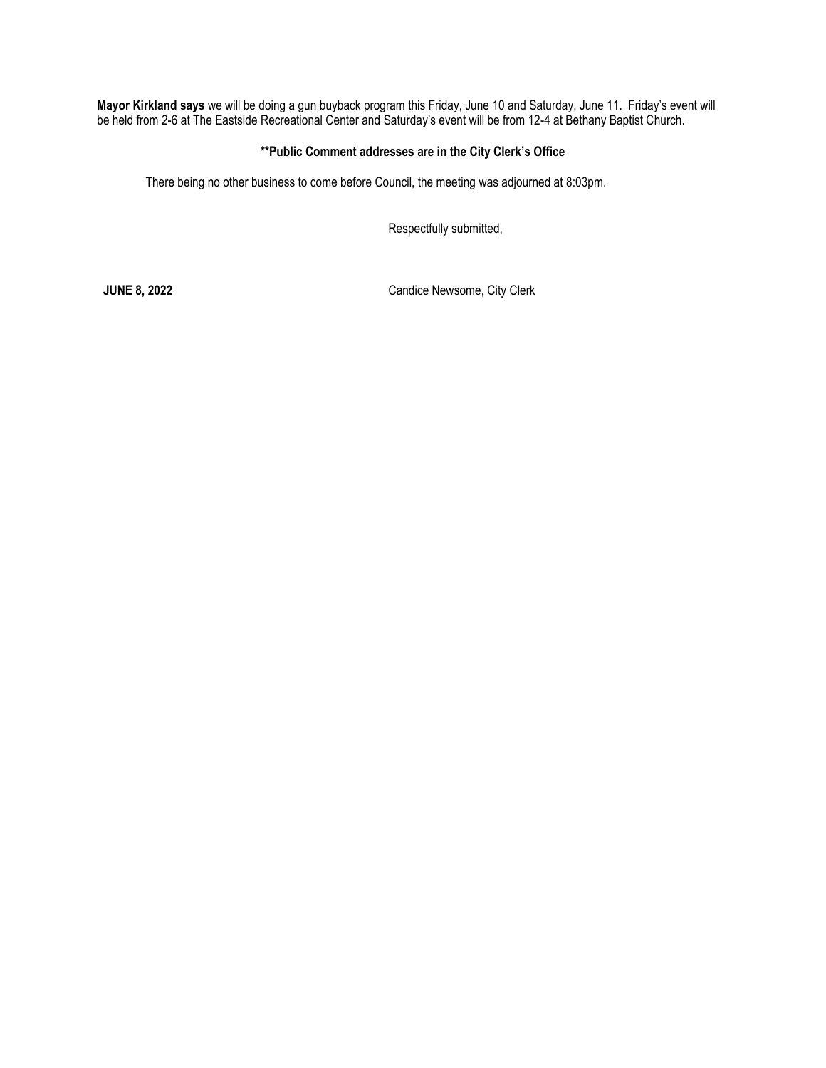**Mayor Kirkland says** we will be doing a gun buyback program this Friday, June 10 and Saturday, June 11. Friday's event will be held from 2-6 at The Eastside Recreational Center and Saturday's event will be from 12-4 at Bethany Baptist Church.

**\*\*Public Comment addresses are in the City Clerk's Office**

There being no other business to come before Council, the meeting was adjourned at 8:03pm.

Respectfully submitted,

**JUNE 8, 2022**

Candice Newsome, City Clerk